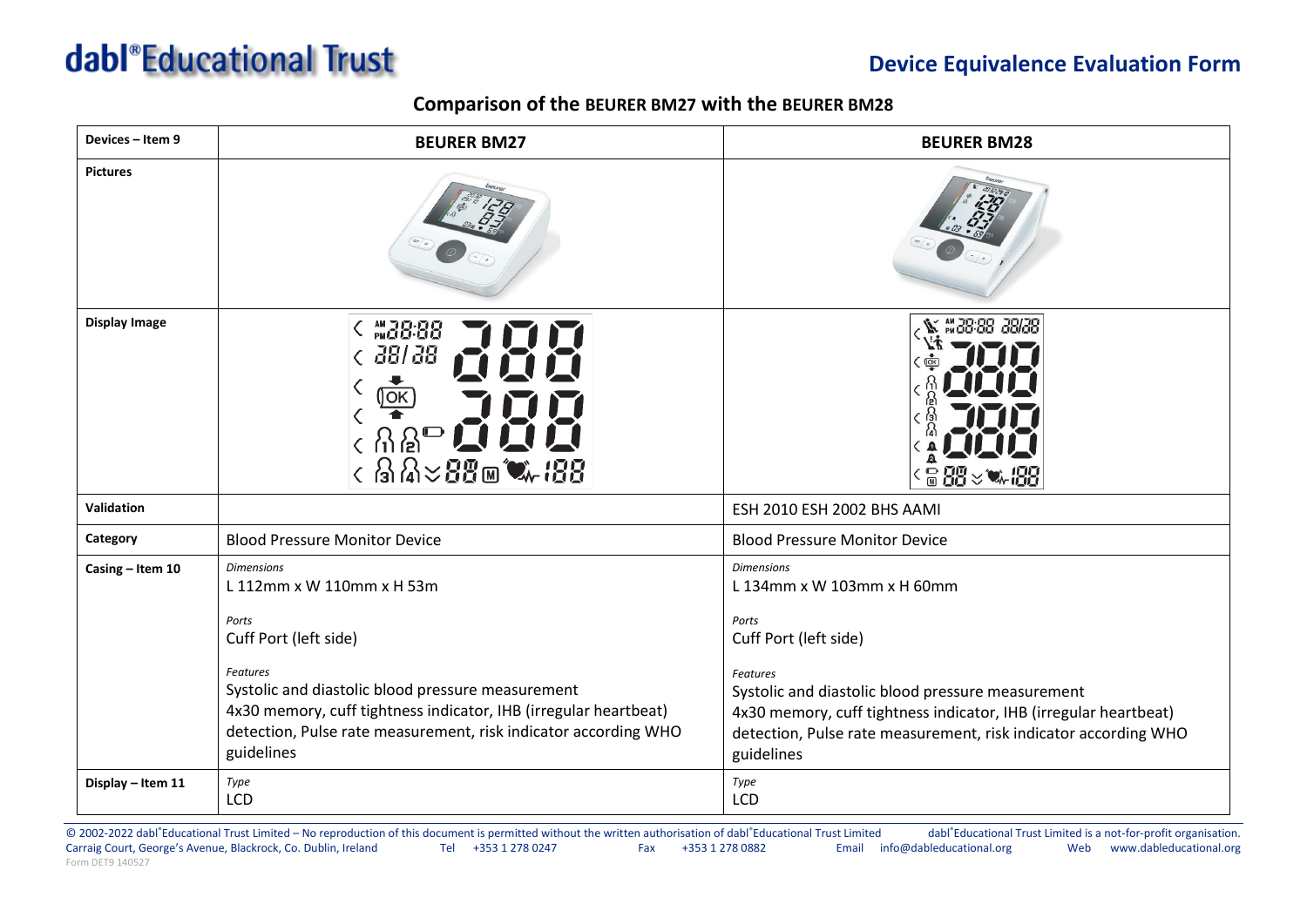# dabl®Educational Trust

## Device Equivalence Evaluation Form

### Comparison of the BEURER BM27 with the BEURER BM28

| Devices – Item 9 | BEURER BM27 | BEURER BM28 |
|---|---|---|
| Pictures | | |
| Display Image | | |
| Validation | | ESH 2010 ESH 2002 BHS AAMI |
| Category | Blood Pressure Monitor Device | Blood Pressure Monitor Device |
| Casing – Item 10 | *Dimensions*<br>L 112mm x W 110mm x H 53m<br><br>*Ports*<br>Cuff Port (left side)<br><br>*Features*<br>Systolic and diastolic blood pressure measurement<br>4x30 memory, cuff tightness indicator, IHB (irregular heartbeat) detection, Pulse rate measurement, risk indicator according WHO guidelines | *Dimensions*<br>L 134mm x W 103mm x H 60mm<br><br>*Ports*<br>Cuff Port (left side)<br><br>*Features*<br>Systolic and diastolic blood pressure measurement<br>4x30 memory, cuff tightness indicator, IHB (irregular heartbeat) detection, Pulse rate measurement, risk indicator according WHO guidelines |
| Display – Item 11 | *Type*<br>LCD | *Type*<br>LCD |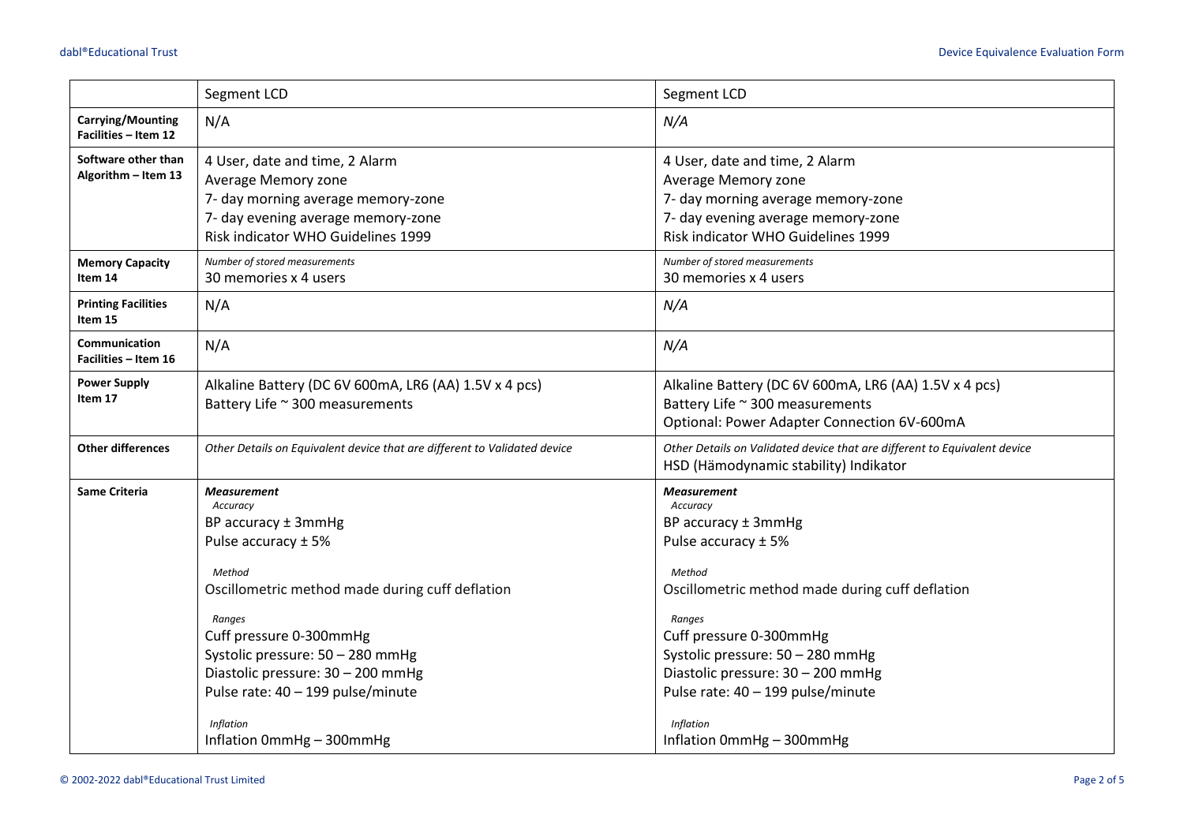| | | |
|---|---|---|
| | Segment LCD | Segment LCD |
| **Carrying/Mounting Facilities – Item 12** | N/A | *N/A* |
| **Software other than Algorithm – Item 13** | 4 User, date and time, 2 Alarm<br>Average Memory zone<br>7- day morning average memory-zone<br>7- day evening average memory-zone<br>Risk indicator WHO Guidelines 1999 | 4 User, date and time, 2 Alarm<br>Average Memory zone<br>7- day morning average memory-zone<br>7- day evening average memory-zone<br>Risk indicator WHO Guidelines 1999 |
| **Memory Capacity Item 14** | *Number of stored measurements*<br>30 memories x 4 users | *Number of stored measurements*<br>30 memories x 4 users |
| **Printing Facilities Item 15** | N/A | *N/A* |
| **Communication Facilities – Item 16** | N/A | *N/A* |
| **Power Supply Item 17** | Alkaline Battery (DC 6V 600mA, LR6 (AA) 1.5V x 4 pcs)<br>Battery Life ~ 300 measurements | Alkaline Battery (DC 6V 600mA, LR6 (AA) 1.5V x 4 pcs)<br>Battery Life ~ 300 measurements<br>Optional: Power Adapter Connection 6V-600mA |
| **Other differences** | *Other Details on Equivalent device that are different to Validated device* | *Other Details on Validated device that are different to Equivalent device*<br>HSD (Hämodynamic stability) Indikator |
| **Same Criteria** | ***Measurement***<br>*Accuracy*<br>BP accuracy ± 3mmHg<br>Pulse accuracy ± 5%<br><br>*Method*<br>Oscillometric method made during cuff deflation<br><br>*Ranges*<br>Cuff pressure 0-300mmHg<br>Systolic pressure: 50 – 280 mmHg<br>Diastolic pressure: 30 – 200 mmHg<br>Pulse rate: 40 – 199 pulse/minute<br><br>*Inflation*<br>Inflation 0mmHg – 300mmHg | ***Measurement***<br>*Accuracy*<br>BP accuracy ± 3mmHg<br>Pulse accuracy ± 5%<br><br>*Method*<br>Oscillometric method made during cuff deflation<br><br>*Ranges*<br>Cuff pressure 0-300mmHg<br>Systolic pressure: 50 – 280 mmHg<br>Diastolic pressure: 30 – 200 mmHg<br>Pulse rate: 40 – 199 pulse/minute<br><br>*Inflation*<br>Inflation 0mmHg – 300mmHg |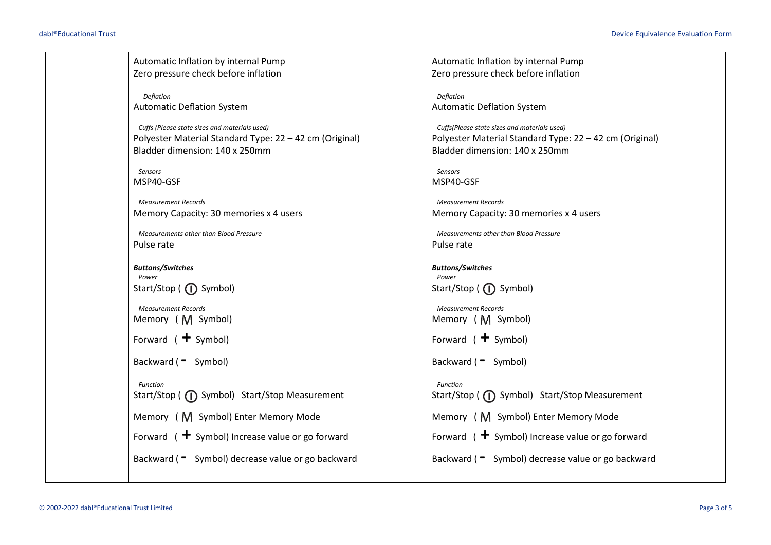| | | |
|---|---|---|
| | Automatic Inflation by internal Pump<br>Zero pressure check before inflation<br><br>*Deflation*<br>Automatic Deflation System<br><br>*Cuffs (Please state sizes and materials used)*<br>Polyester Material Standard Type: 22 – 42 cm (Original)<br>Bladder dimension: 140 x 250mm<br><br>*Sensors*<br>MSP40-GSF<br><br>*Measurement Records*<br>Memory Capacity: 30 memories x 4 users<br><br>*Measurements other than Blood Pressure*<br>Pulse rate<br><br>***Buttons/Switches***<br>*Power*<br>Start/Stop ( ⏻ Symbol)<br><br>*Measurement Records*<br>Memory ( M Symbol)<br><br>Forward ( + Symbol)<br><br>Backward ( - Symbol)<br><br>*Function*<br>Start/Stop ( ⏻ Symbol) Start/Stop Measurement<br><br>Memory ( M Symbol) Enter Memory Mode<br><br>Forward ( + Symbol) Increase value or go forward<br><br>Backward ( - Symbol) decrease value or go backward | Automatic Inflation by internal Pump<br>Zero pressure check before inflation<br><br>*Deflation*<br>Automatic Deflation System<br><br>*Cuffs(Please state sizes and materials used)*<br>Polyester Material Standard Type: 22 – 42 cm (Original)<br>Bladder dimension: 140 x 250mm<br><br>*Sensors*<br>MSP40-GSF<br><br>*Measurement Records*<br>Memory Capacity: 30 memories x 4 users<br><br>*Measurements other than Blood Pressure*<br>Pulse rate<br><br>***Buttons/Switches***<br>*Power*<br>Start/Stop ( ⏻ Symbol)<br><br>*Measurement Records*<br>Memory ( M Symbol)<br><br>Forward ( + Symbol)<br><br>Backward ( - Symbol)<br><br>*Function*<br>Start/Stop ( ⏻ Symbol) Start/Stop Measurement<br><br>Memory ( M Symbol) Enter Memory Mode<br><br>Forward ( + Symbol) Increase value or go forward<br><br>Backward ( - Symbol) decrease value or go backward |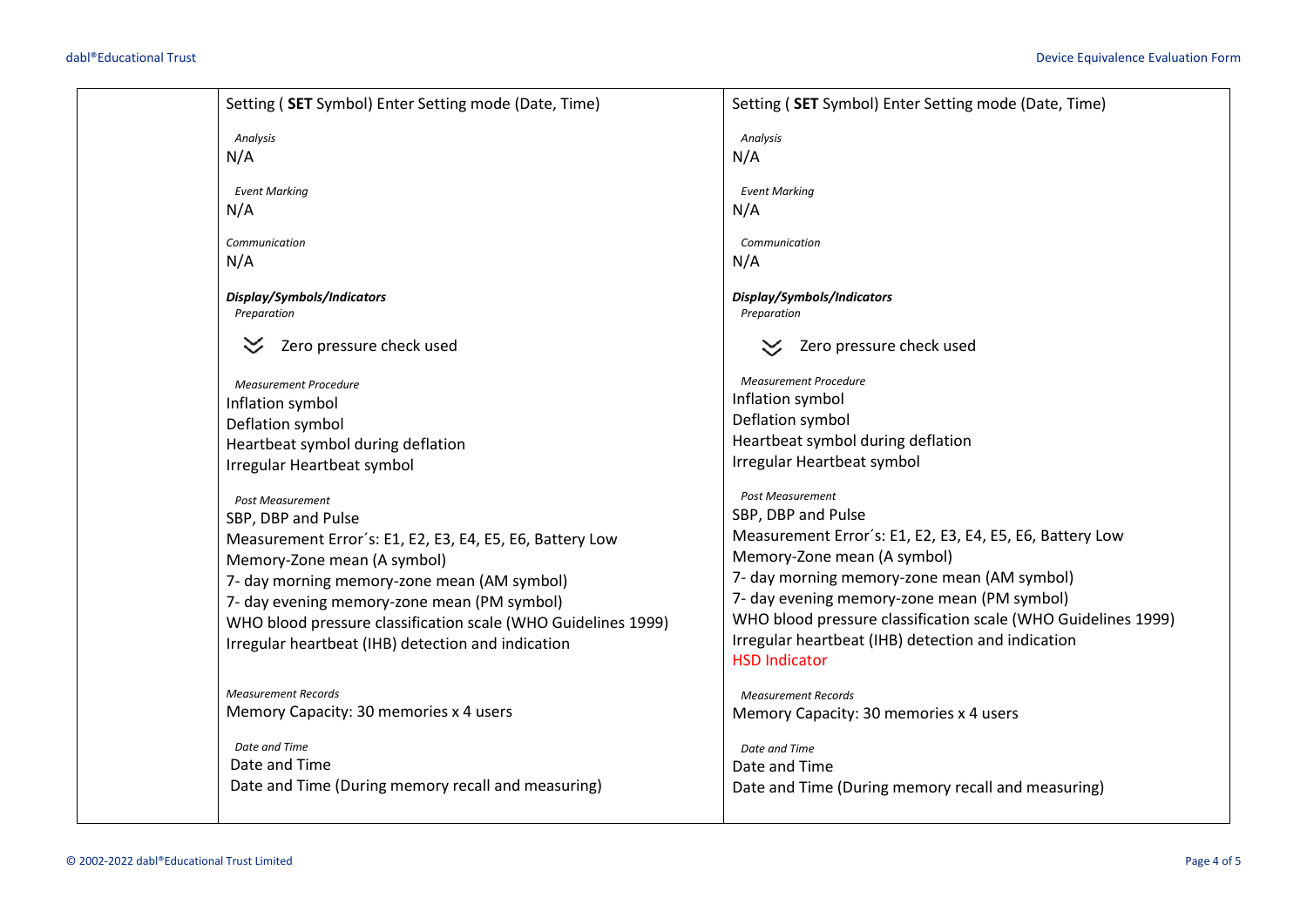| | | |
|---|---|---|
| | Setting ( **SET** Symbol) Enter Setting mode (Date, Time)<br><br>*Analysis*<br>N/A<br><br>*Event Marking*<br>N/A<br><br>*Communication*<br>N/A<br><br>***Display/Symbols/Indicators***<br>*Preparation*<br><br>Zero pressure check used<br><br>*Measurement Procedure*<br>Inflation symbol<br>Deflation symbol<br>Heartbeat symbol during deflation<br>Irregular Heartbeat symbol<br><br>*Post Measurement*<br>SBP, DBP and Pulse<br>Measurement Error´s: E1, E2, E3, E4, E5, E6, Battery Low<br>Memory-Zone mean (A symbol)<br>7- day morning memory-zone mean (AM symbol)<br>7- day evening memory-zone mean (PM symbol)<br>WHO blood pressure classification scale (WHO Guidelines 1999)<br>Irregular heartbeat (IHB) detection and indication<br><br>*Measurement Records*<br>Memory Capacity: 30 memories x 4 users<br><br>*Date and Time*<br>Date and Time<br>Date and Time (During memory recall and measuring) | Setting ( **SET** Symbol) Enter Setting mode (Date, Time)<br><br>*Analysis*<br>N/A<br><br>*Event Marking*<br>N/A<br><br>*Communication*<br>N/A<br><br>***Display/Symbols/Indicators***<br>*Preparation*<br><br>Zero pressure check used<br><br>*Measurement Procedure*<br>Inflation symbol<br>Deflation symbol<br>Heartbeat symbol during deflation<br>Irregular Heartbeat symbol<br><br>*Post Measurement*<br>SBP, DBP and Pulse<br>Measurement Error´s: E1, E2, E3, E4, E5, E6, Battery Low<br>Memory-Zone mean (A symbol)<br>7- day morning memory-zone mean (AM symbol)<br>7- day evening memory-zone mean (PM symbol)<br>WHO blood pressure classification scale (WHO Guidelines 1999)<br>Irregular heartbeat (IHB) detection and indication<br>HSD Indicator<br><br>*Measurement Records*<br>Memory Capacity: 30 memories x 4 users<br><br>*Date and Time*<br>Date and Time<br>Date and Time (During memory recall and measuring) |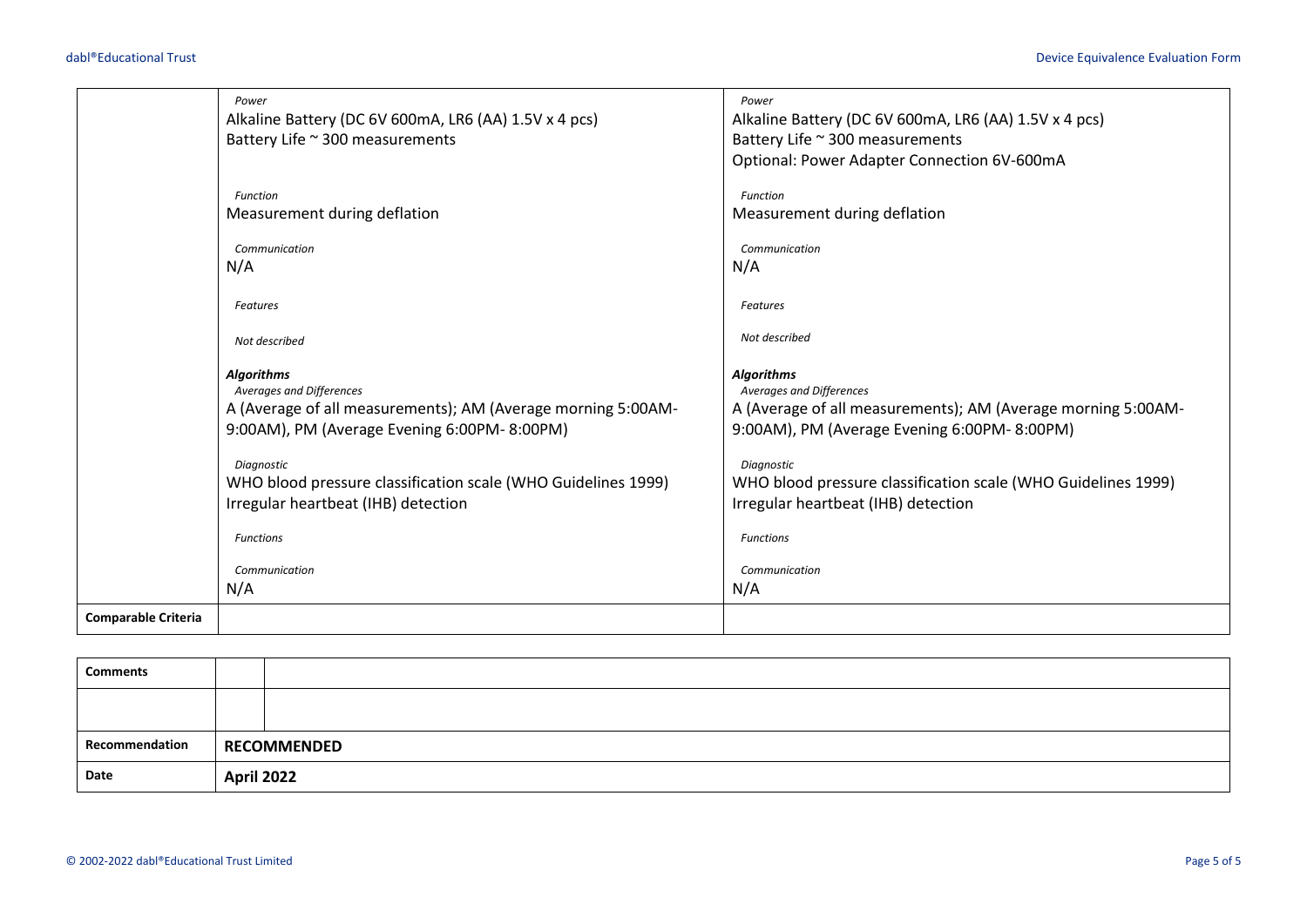| | | |
|---|---|---|
| | *Power*<br>Alkaline Battery (DC 6V 600mA, LR6 (AA) 1.5V x 4 pcs)<br>Battery Life ~ 300 measurements<br><br>*Function*<br>Measurement during deflation<br><br>*Communication*<br>N/A<br><br>*Features*<br><br>*Not described*<br><br>***Algorithms***<br>*Averages and Differences*<br>A (Average of all measurements); AM (Average morning 5:00AM-9:00AM), PM (Average Evening 6:00PM- 8:00PM)<br><br>*Diagnostic*<br>WHO blood pressure classification scale (WHO Guidelines 1999)<br>Irregular heartbeat (IHB) detection<br><br>*Functions*<br><br>*Communication*<br>N/A | *Power*<br>Alkaline Battery (DC 6V 600mA, LR6 (AA) 1.5V x 4 pcs)<br>Battery Life ~ 300 measurements<br>Optional: Power Adapter Connection 6V-600mA<br><br>*Function*<br>Measurement during deflation<br><br>*Communication*<br>N/A<br><br>*Features*<br><br>*Not described*<br><br>***Algorithms***<br>*Averages and Differences*<br>A (Average of all measurements); AM (Average morning 5:00AM-9:00AM), PM (Average Evening 6:00PM- 8:00PM)<br><br>*Diagnostic*<br>WHO blood pressure classification scale (WHO Guidelines 1999)<br>Irregular heartbeat (IHB) detection<br><br>*Functions*<br><br>*Communication*<br>N/A |
| **Comparable Criteria** | | |

| | | |
|---|---|---|
| **Comments** | | |
| | | |
| **Recommendation** | **RECOMMENDED** | |
| **Date** | **April 2022** | |